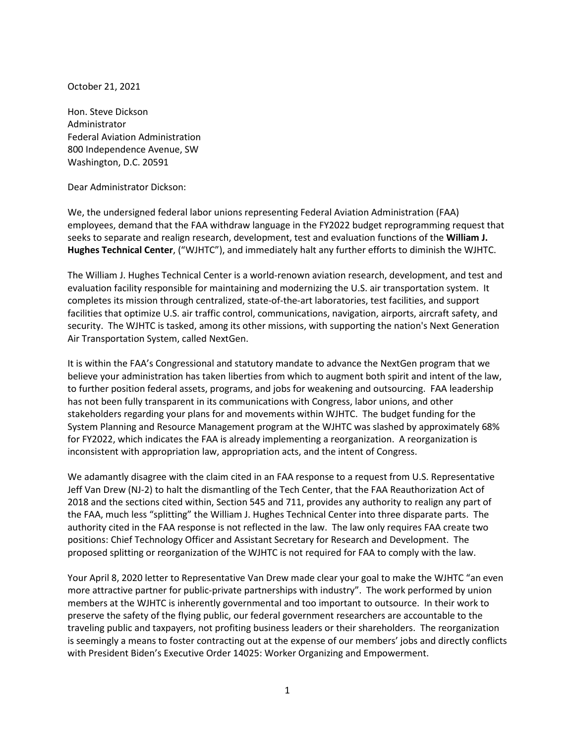October 21, 2021

Hon. Steve Dickson
Administrator
Federal Aviation Administration
800 Independence Avenue, SW
Washington, D.C. 20591

Dear Administrator Dickson:

We, the undersigned federal labor unions representing Federal Aviation Administration (FAA) employees, demand that the FAA withdraw language in the FY2022 budget reprogramming request that seeks to separate and realign research, development, test and evaluation functions of the **William J. Hughes Technical Center**, ("WJHTC"), and immediately halt any further efforts to diminish the WJHTC.

The William J. Hughes Technical Center is a world-renown aviation research, development, and test and evaluation facility responsible for maintaining and modernizing the U.S. air transportation system. It completes its mission through centralized, state-of-the-art laboratories, test facilities, and support facilities that optimize U.S. air traffic control, communications, navigation, airports, aircraft safety, and security. The WJHTC is tasked, among its other missions, with supporting the nation's Next Generation Air Transportation System, called NextGen.

It is within the FAA's Congressional and statutory mandate to advance the NextGen program that we believe your administration has taken liberties from which to augment both spirit and intent of the law, to further position federal assets, programs, and jobs for weakening and outsourcing. FAA leadership has not been fully transparent in its communications with Congress, labor unions, and other stakeholders regarding your plans for and movements within WJHTC. The budget funding for the System Planning and Resource Management program at the WJHTC was slashed by approximately 68% for FY2022, which indicates the FAA is already implementing a reorganization. A reorganization is inconsistent with appropriation law, appropriation acts, and the intent of Congress.

We adamantly disagree with the claim cited in an FAA response to a request from U.S. Representative Jeff Van Drew (NJ-2) to halt the dismantling of the Tech Center, that the FAA Reauthorization Act of 2018 and the sections cited within, Section 545 and 711, provides any authority to realign any part of the FAA, much less "splitting" the William J. Hughes Technical Center into three disparate parts. The authority cited in the FAA response is not reflected in the law. The law only requires FAA create two positions: Chief Technology Officer and Assistant Secretary for Research and Development. The proposed splitting or reorganization of the WJHTC is not required for FAA to comply with the law.

Your April 8, 2020 letter to Representative Van Drew made clear your goal to make the WJHTC "an even more attractive partner for public-private partnerships with industry". The work performed by union members at the WJHTC is inherently governmental and too important to outsource. In their work to preserve the safety of the flying public, our federal government researchers are accountable to the traveling public and taxpayers, not profiting business leaders or their shareholders. The reorganization is seemingly a means to foster contracting out at the expense of our members' jobs and directly conflicts with President Biden's Executive Order 14025: Worker Organizing and Empowerment.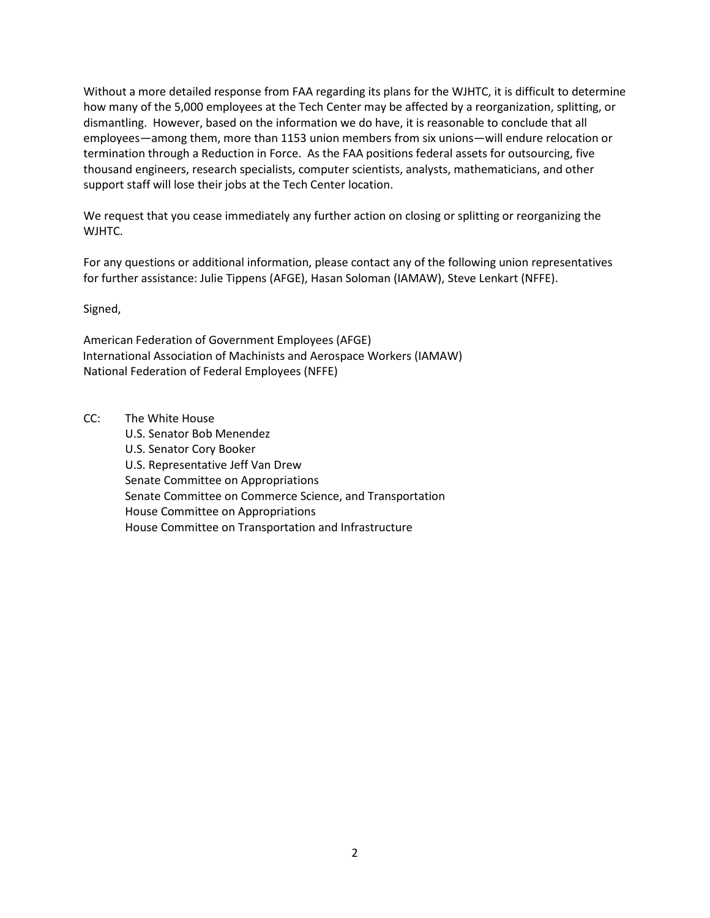Without a more detailed response from FAA regarding its plans for the WJHTC, it is difficult to determine how many of the 5,000 employees at the Tech Center may be affected by a reorganization, splitting, or dismantling. However, based on the information we do have, it is reasonable to conclude that all employees—among them, more than 1153 union members from six unions—will endure relocation or termination through a Reduction in Force. As the FAA positions federal assets for outsourcing, five thousand engineers, research specialists, computer scientists, analysts, mathematicians, and other support staff will lose their jobs at the Tech Center location.

We request that you cease immediately any further action on closing or splitting or reorganizing the WJHTC.

For any questions or additional information, please contact any of the following union representatives for further assistance: Julie Tippens (AFGE), Hasan Soloman (IAMAW), Steve Lenkart (NFFE).

Signed,

American Federation of Government Employees (AFGE)
International Association of Machinists and Aerospace Workers (IAMAW)
National Federation of Federal Employees (NFFE)

CC: The White House
U.S. Senator Bob Menendez
U.S. Senator Cory Booker
U.S. Representative Jeff Van Drew
Senate Committee on Appropriations
Senate Committee on Commerce Science, and Transportation
House Committee on Appropriations
House Committee on Transportation and Infrastructure